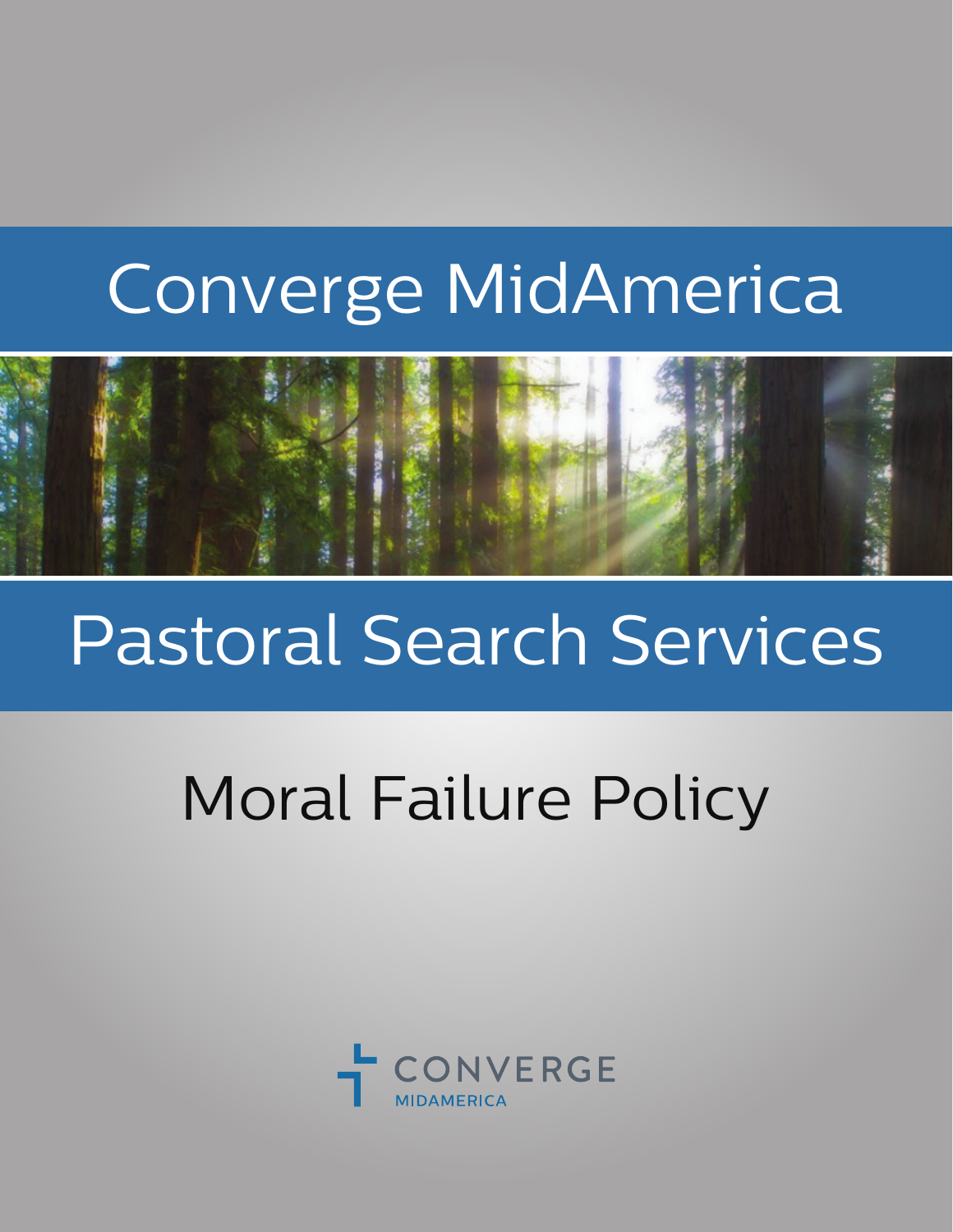# Converge MidAmerica

# Pastoral Search Services

## Moral Failure Policy

CONVERGE
MIDAMERICA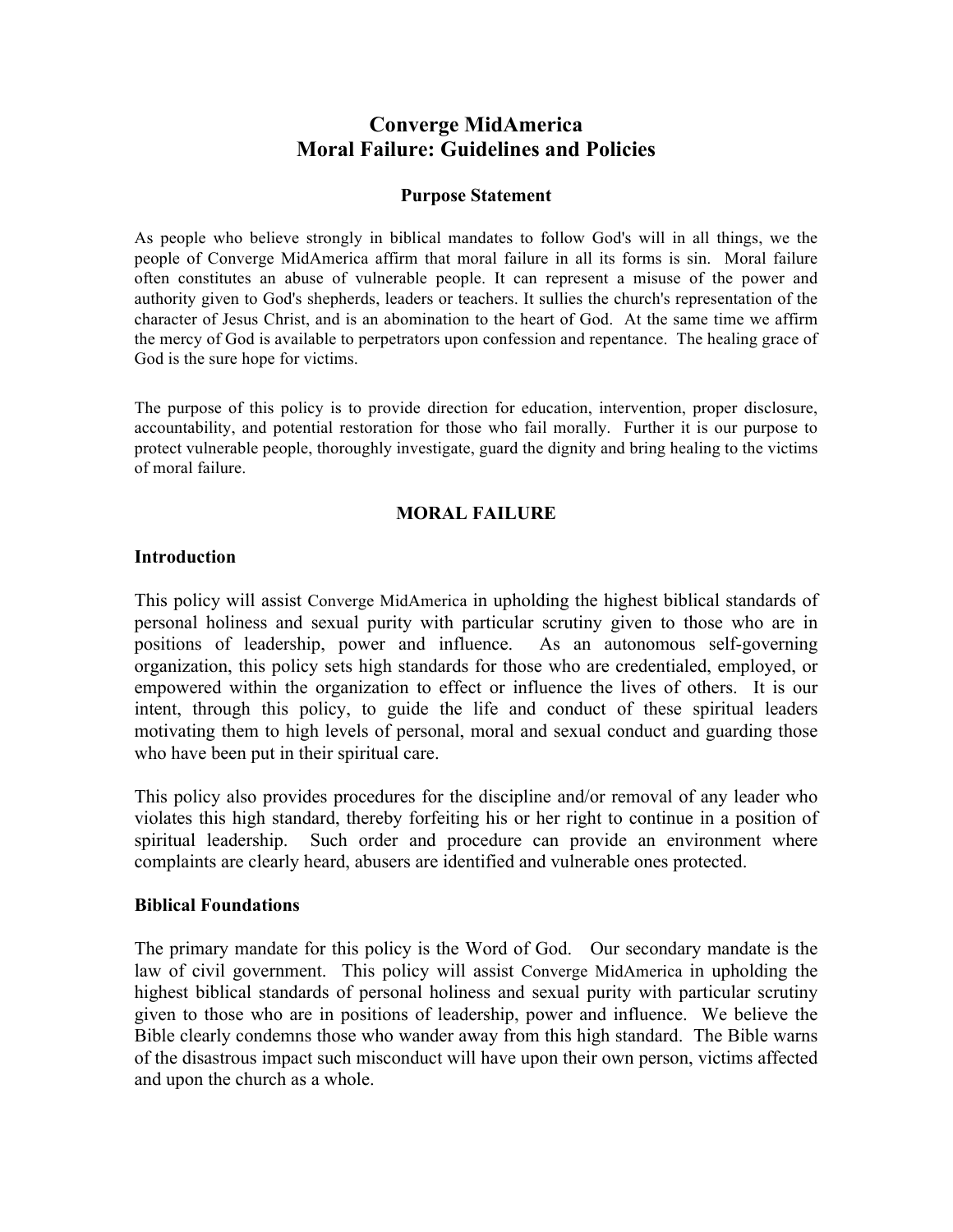# Converge MidAmerica
# Moral Failure: Guidelines and Policies

### Purpose Statement

As people who believe strongly in biblical mandates to follow God's will in all things, we the people of Converge MidAmerica affirm that moral failure in all its forms is sin. Moral failure often constitutes an abuse of vulnerable people. It can represent a misuse of the power and authority given to God's shepherds, leaders or teachers. It sullies the church's representation of the character of Jesus Christ, and is an abomination to the heart of God. At the same time we affirm the mercy of God is available to perpetrators upon confession and repentance. The healing grace of God is the sure hope for victims.

The purpose of this policy is to provide direction for education, intervention, proper disclosure, accountability, and potential restoration for those who fail morally. Further it is our purpose to protect vulnerable people, thoroughly investigate, guard the dignity and bring healing to the victims of moral failure.

## MORAL FAILURE

### Introduction

This policy will assist Converge MidAmerica in upholding the highest biblical standards of personal holiness and sexual purity with particular scrutiny given to those who are in positions of leadership, power and influence. As an autonomous self-governing organization, this policy sets high standards for those who are credentialed, employed, or empowered within the organization to effect or influence the lives of others. It is our intent, through this policy, to guide the life and conduct of these spiritual leaders motivating them to high levels of personal, moral and sexual conduct and guarding those who have been put in their spiritual care.

This policy also provides procedures for the discipline and/or removal of any leader who violates this high standard, thereby forfeiting his or her right to continue in a position of spiritual leadership. Such order and procedure can provide an environment where complaints are clearly heard, abusers are identified and vulnerable ones protected.

### Biblical Foundations

The primary mandate for this policy is the Word of God. Our secondary mandate is the law of civil government. This policy will assist Converge MidAmerica in upholding the highest biblical standards of personal holiness and sexual purity with particular scrutiny given to those who are in positions of leadership, power and influence. We believe the Bible clearly condemns those who wander away from this high standard. The Bible warns of the disastrous impact such misconduct will have upon their own person, victims affected and upon the church as a whole.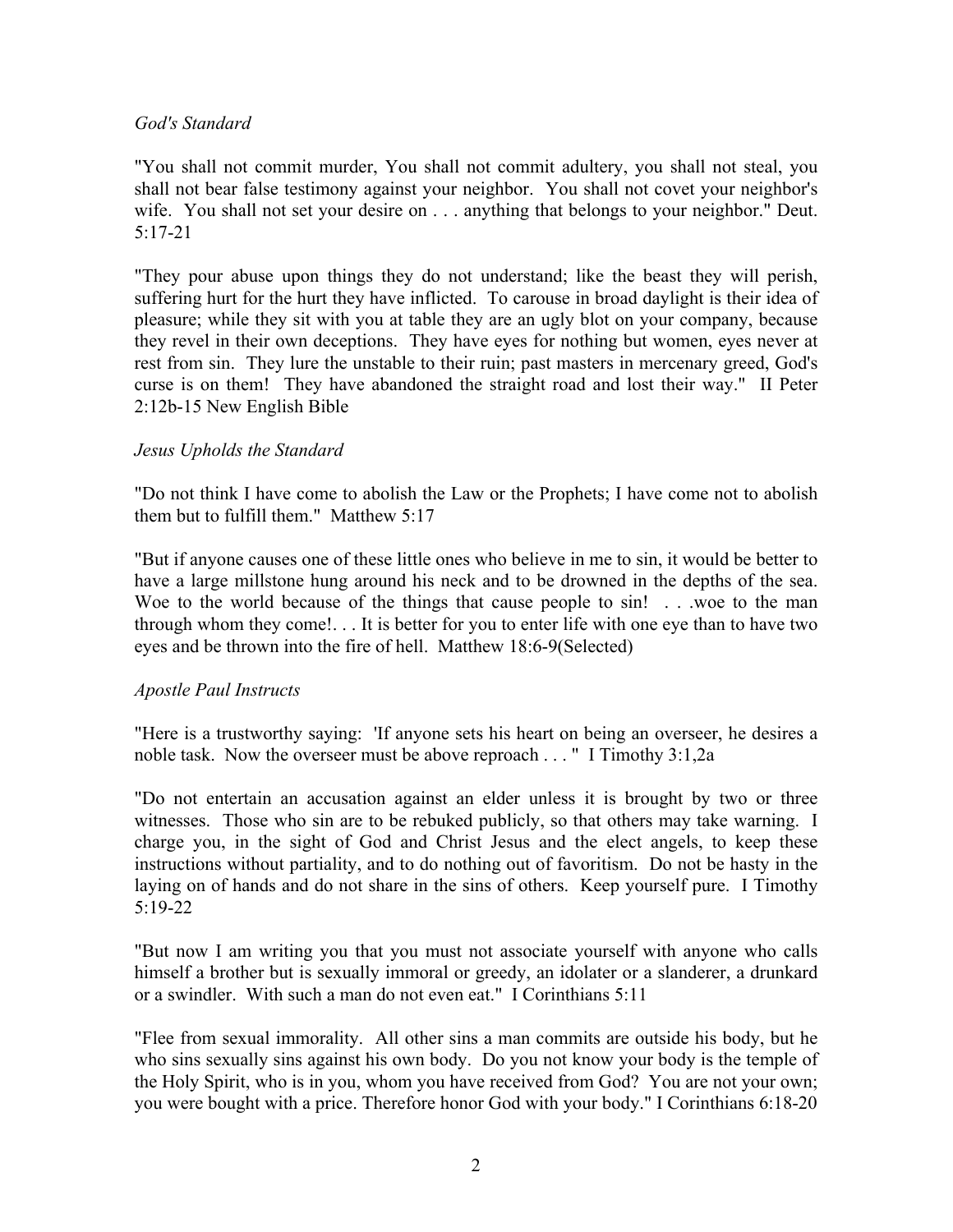*God's Standard*

"You shall not commit murder, You shall not commit adultery, you shall not steal, you shall not bear false testimony against your neighbor. You shall not covet your neighbor's wife. You shall not set your desire on . . . anything that belongs to your neighbor." Deut. 5:17-21

"They pour abuse upon things they do not understand; like the beast they will perish, suffering hurt for the hurt they have inflicted. To carouse in broad daylight is their idea of pleasure; while they sit with you at table they are an ugly blot on your company, because they revel in their own deceptions. They have eyes for nothing but women, eyes never at rest from sin. They lure the unstable to their ruin; past masters in mercenary greed, God's curse is on them! They have abandoned the straight road and lost their way." II Peter 2:12b-15 New English Bible

*Jesus Upholds the Standard*

"Do not think I have come to abolish the Law or the Prophets; I have come not to abolish them but to fulfill them." Matthew 5:17

"But if anyone causes one of these little ones who believe in me to sin, it would be better to have a large millstone hung around his neck and to be drowned in the depths of the sea. Woe to the world because of the things that cause people to sin! . . .woe to the man through whom they come!. . . It is better for you to enter life with one eye than to have two eyes and be thrown into the fire of hell. Matthew 18:6-9(Selected)

*Apostle Paul Instructs*

"Here is a trustworthy saying: 'If anyone sets his heart on being an overseer, he desires a noble task. Now the overseer must be above reproach . . . " I Timothy 3:1,2a

"Do not entertain an accusation against an elder unless it is brought by two or three witnesses. Those who sin are to be rebuked publicly, so that others may take warning. I charge you, in the sight of God and Christ Jesus and the elect angels, to keep these instructions without partiality, and to do nothing out of favoritism. Do not be hasty in the laying on of hands and do not share in the sins of others. Keep yourself pure. I Timothy 5:19-22

"But now I am writing you that you must not associate yourself with anyone who calls himself a brother but is sexually immoral or greedy, an idolater or a slanderer, a drunkard or a swindler. With such a man do not even eat." I Corinthians 5:11

"Flee from sexual immorality. All other sins a man commits are outside his body, but he who sins sexually sins against his own body. Do you not know your body is the temple of the Holy Spirit, who is in you, whom you have received from God? You are not your own; you were bought with a price. Therefore honor God with your body." I Corinthians 6:18-20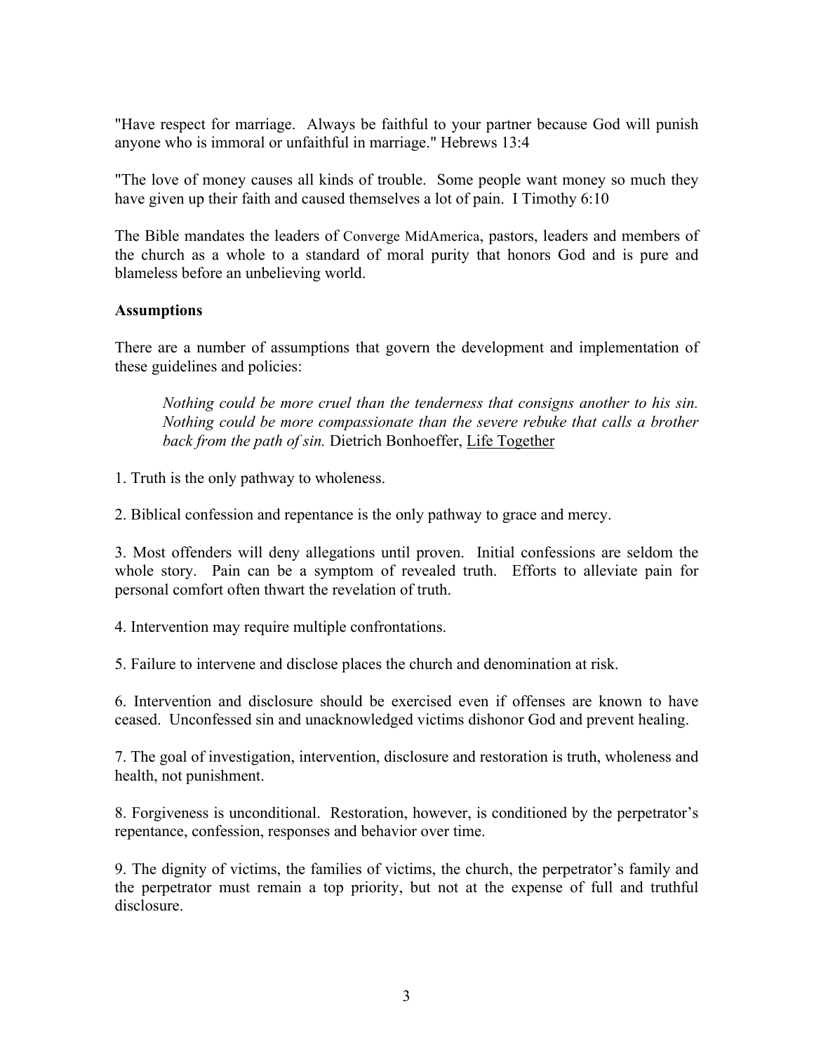"Have respect for marriage. Always be faithful to your partner because God will punish anyone who is immoral or unfaithful in marriage." Hebrews 13:4

"The love of money causes all kinds of trouble. Some people want money so much they have given up their faith and caused themselves a lot of pain. I Timothy 6:10

The Bible mandates the leaders of Converge MidAmerica, pastors, leaders and members of the church as a whole to a standard of moral purity that honors God and is pure and blameless before an unbelieving world.

**Assumptions**

There are a number of assumptions that govern the development and implementation of these guidelines and policies:

> *Nothing could be more cruel than the tenderness that consigns another to his sin. Nothing could be more compassionate than the severe rebuke that calls a brother back from the path of sin.* Dietrich Bonhoeffer, Life Together

1. Truth is the only pathway to wholeness.

2. Biblical confession and repentance is the only pathway to grace and mercy.

3. Most offenders will deny allegations until proven. Initial confessions are seldom the whole story. Pain can be a symptom of revealed truth. Efforts to alleviate pain for personal comfort often thwart the revelation of truth.

4. Intervention may require multiple confrontations.

5. Failure to intervene and disclose places the church and denomination at risk.

6. Intervention and disclosure should be exercised even if offenses are known to have ceased. Unconfessed sin and unacknowledged victims dishonor God and prevent healing.

7. The goal of investigation, intervention, disclosure and restoration is truth, wholeness and health, not punishment.

8. Forgiveness is unconditional. Restoration, however, is conditioned by the perpetrator's repentance, confession, responses and behavior over time.

9. The dignity of victims, the families of victims, the church, the perpetrator's family and the perpetrator must remain a top priority, but not at the expense of full and truthful disclosure.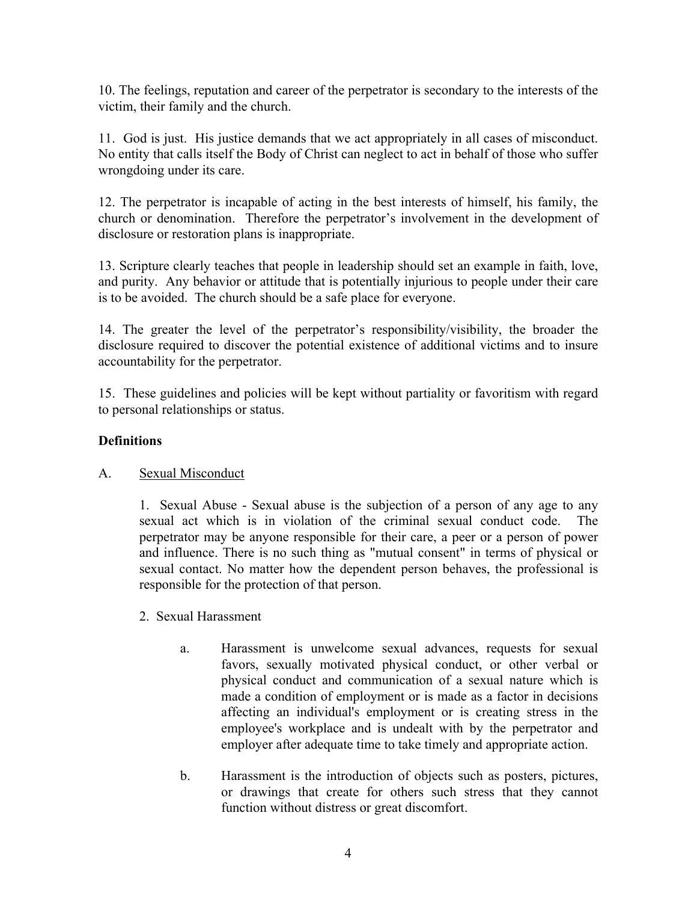10. The feelings, reputation and career of the perpetrator is secondary to the interests of the victim, their family and the church.

11. God is just. His justice demands that we act appropriately in all cases of misconduct. No entity that calls itself the Body of Christ can neglect to act in behalf of those who suffer wrongdoing under its care.

12. The perpetrator is incapable of acting in the best interests of himself, his family, the church or denomination. Therefore the perpetrator's involvement in the development of disclosure or restoration plans is inappropriate.

13. Scripture clearly teaches that people in leadership should set an example in faith, love, and purity. Any behavior or attitude that is potentially injurious to people under their care is to be avoided. The church should be a safe place for everyone.

14. The greater the level of the perpetrator's responsibility/visibility, the broader the disclosure required to discover the potential existence of additional victims and to insure accountability for the perpetrator.

15. These guidelines and policies will be kept without partiality or favoritism with regard to personal relationships or status.

**Definitions**

A. Sexual Misconduct

1. Sexual Abuse - Sexual abuse is the subjection of a person of any age to any sexual act which is in violation of the criminal sexual conduct code. The perpetrator may be anyone responsible for their care, a peer or a person of power and influence. There is no such thing as "mutual consent" in terms of physical or sexual contact. No matter how the dependent person behaves, the professional is responsible for the protection of that person.

2. Sexual Harassment

a. Harassment is unwelcome sexual advances, requests for sexual favors, sexually motivated physical conduct, or other verbal or physical conduct and communication of a sexual nature which is made a condition of employment or is made as a factor in decisions affecting an individual's employment or is creating stress in the employee's workplace and is undealt with by the perpetrator and employer after adequate time to take timely and appropriate action.

b. Harassment is the introduction of objects such as posters, pictures, or drawings that create for others such stress that they cannot function without distress or great discomfort.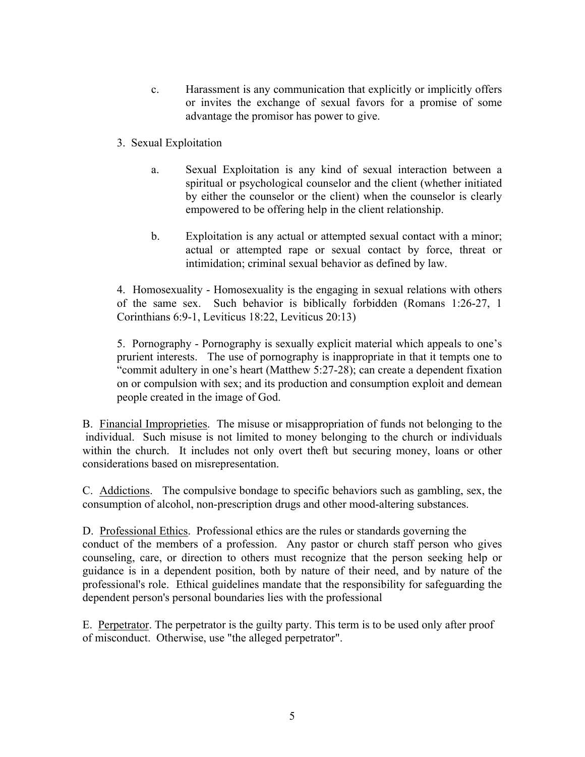c. Harassment is any communication that explicitly or implicitly offers or invites the exchange of sexual favors for a promise of some advantage the promisor has power to give.

3. Sexual Exploitation

a. Sexual Exploitation is any kind of sexual interaction between a spiritual or psychological counselor and the client (whether initiated by either the counselor or the client) when the counselor is clearly empowered to be offering help in the client relationship.

b. Exploitation is any actual or attempted sexual contact with a minor; actual or attempted rape or sexual contact by force, threat or intimidation; criminal sexual behavior as defined by law.

4. Homosexuality - Homosexuality is the engaging in sexual relations with others of the same sex. Such behavior is biblically forbidden (Romans 1:26-27, 1 Corinthians 6:9-1, Leviticus 18:22, Leviticus 20:13)

5. Pornography - Pornography is sexually explicit material which appeals to one's prurient interests. The use of pornography is inappropriate in that it tempts one to "commit adultery in one's heart (Matthew 5:27-28); can create a dependent fixation on or compulsion with sex; and its production and consumption exploit and demean people created in the image of God.

B. Financial Improprieties. The misuse or misappropriation of funds not belonging to the individual. Such misuse is not limited to money belonging to the church or individuals within the church. It includes not only overt theft but securing money, loans or other considerations based on misrepresentation.

C. Addictions. The compulsive bondage to specific behaviors such as gambling, sex, the consumption of alcohol, non-prescription drugs and other mood-altering substances.

D. Professional Ethics. Professional ethics are the rules or standards governing the conduct of the members of a profession. Any pastor or church staff person who gives counseling, care, or direction to others must recognize that the person seeking help or guidance is in a dependent position, both by nature of their need, and by nature of the professional's role. Ethical guidelines mandate that the responsibility for safeguarding the dependent person's personal boundaries lies with the professional

E. Perpetrator. The perpetrator is the guilty party. This term is to be used only after proof of misconduct. Otherwise, use "the alleged perpetrator".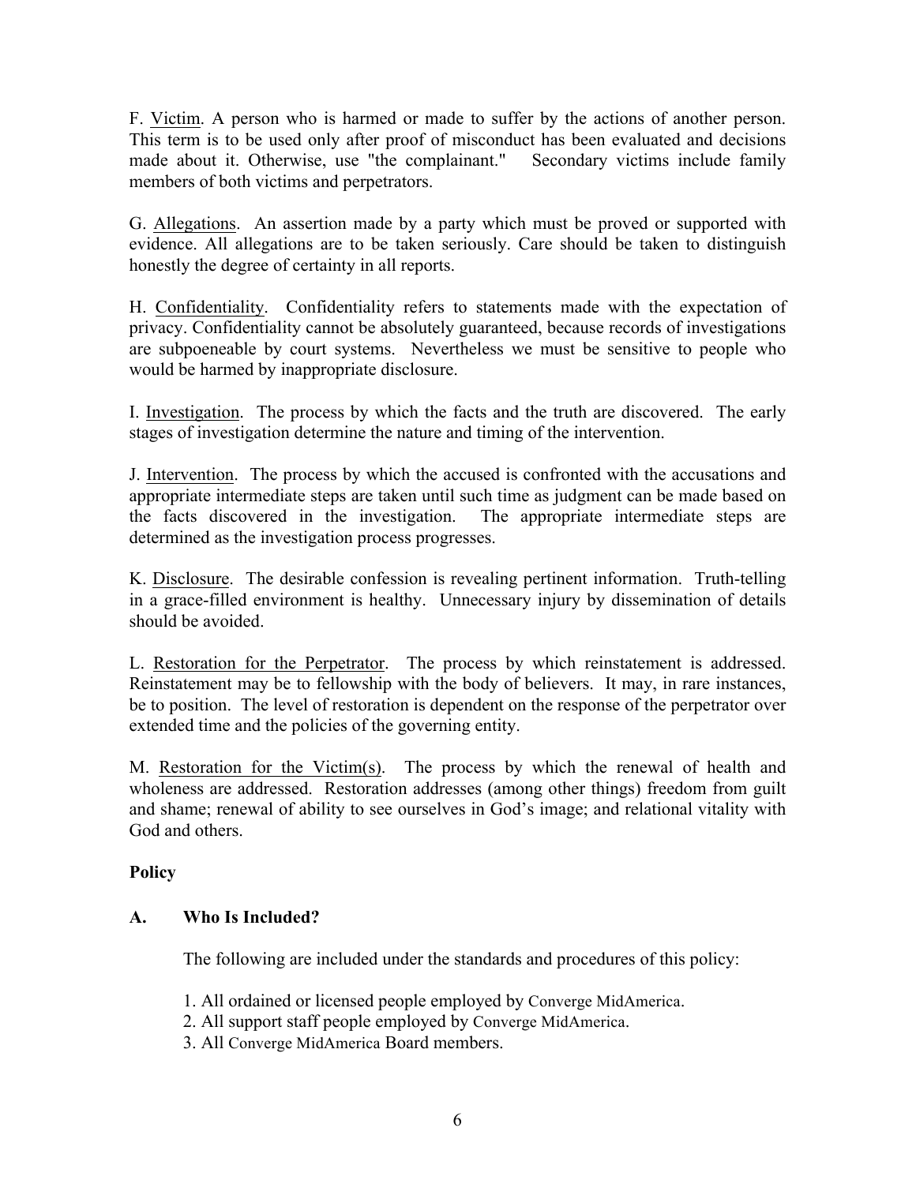F. Victim. A person who is harmed or made to suffer by the actions of another person. This term is to be used only after proof of misconduct has been evaluated and decisions made about it. Otherwise, use "the complainant." Secondary victims include family members of both victims and perpetrators.

G. Allegations. An assertion made by a party which must be proved or supported with evidence. All allegations are to be taken seriously. Care should be taken to distinguish honestly the degree of certainty in all reports.

H. Confidentiality. Confidentiality refers to statements made with the expectation of privacy. Confidentiality cannot be absolutely guaranteed, because records of investigations are subpoeneable by court systems. Nevertheless we must be sensitive to people who would be harmed by inappropriate disclosure.

I. Investigation. The process by which the facts and the truth are discovered. The early stages of investigation determine the nature and timing of the intervention.

J. Intervention. The process by which the accused is confronted with the accusations and appropriate intermediate steps are taken until such time as judgment can be made based on the facts discovered in the investigation. The appropriate intermediate steps are determined as the investigation process progresses.

K. Disclosure. The desirable confession is revealing pertinent information. Truth-telling in a grace-filled environment is healthy. Unnecessary injury by dissemination of details should be avoided.

L. Restoration for the Perpetrator. The process by which reinstatement is addressed. Reinstatement may be to fellowship with the body of believers. It may, in rare instances, be to position. The level of restoration is dependent on the response of the perpetrator over extended time and the policies of the governing entity.

M. Restoration for the Victim(s). The process by which the renewal of health and wholeness are addressed. Restoration addresses (among other things) freedom from guilt and shame; renewal of ability to see ourselves in God's image; and relational vitality with God and others.

**Policy**

**A. Who Is Included?**

The following are included under the standards and procedures of this policy:

1. All ordained or licensed people employed by Converge MidAmerica.
2. All support staff people employed by Converge MidAmerica.
3. All Converge MidAmerica Board members.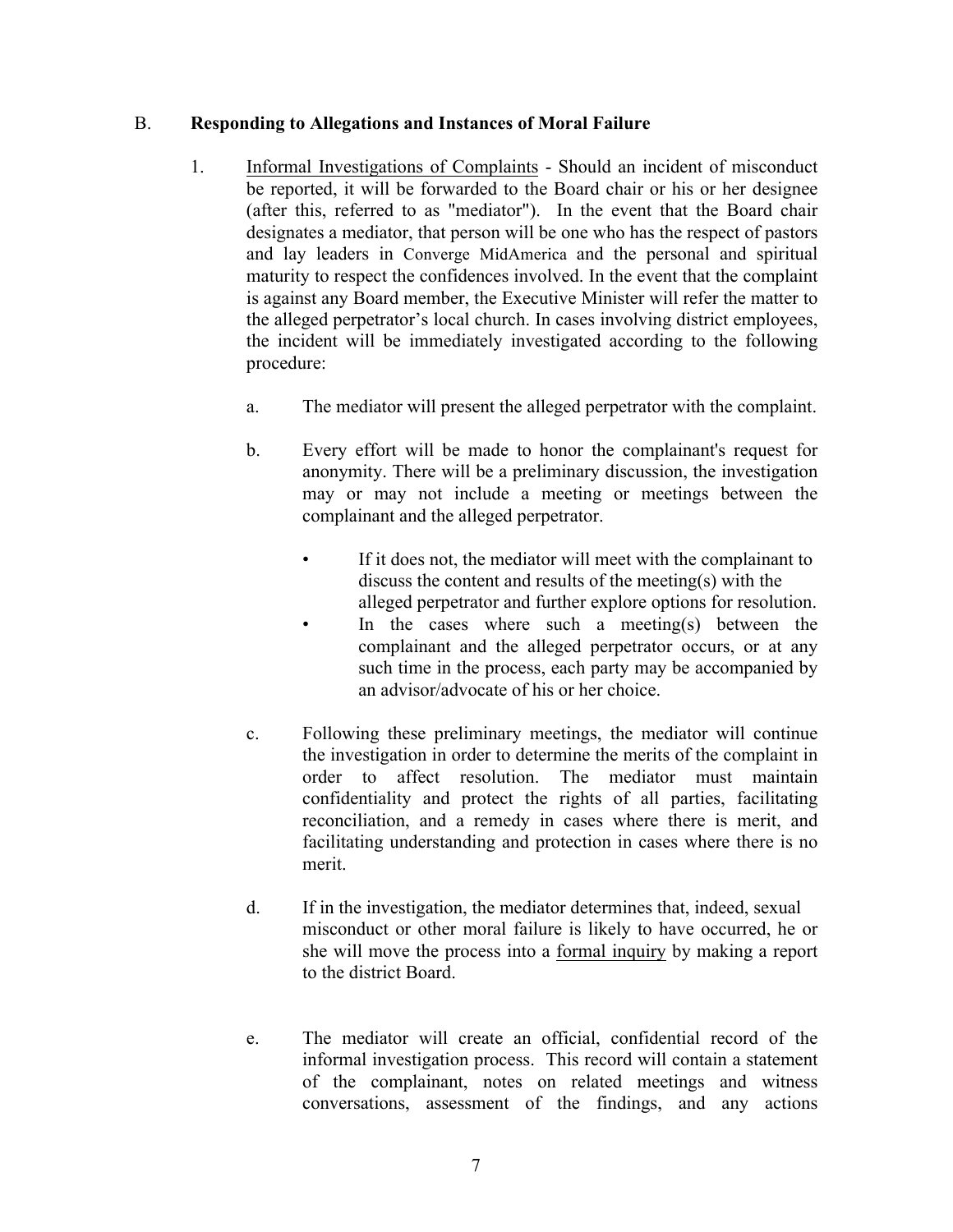## B. **Responding to Allegations and Instances of Moral Failure**

1. Informal Investigations of Complaints - Should an incident of misconduct be reported, it will be forwarded to the Board chair or his or her designee (after this, referred to as "mediator"). In the event that the Board chair designates a mediator, that person will be one who has the respect of pastors and lay leaders in Converge MidAmerica and the personal and spiritual maturity to respect the confidences involved. In the event that the complaint is against any Board member, the Executive Minister will refer the matter to the alleged perpetrator's local church. In cases involving district employees, the incident will be immediately investigated according to the following procedure:

   a. The mediator will present the alleged perpetrator with the complaint.

   b. Every effort will be made to honor the complainant's request for anonymity. There will be a preliminary discussion, the investigation may or may not include a meeting or meetings between the complainant and the alleged perpetrator.

      - If it does not, the mediator will meet with the complainant to discuss the content and results of the meeting(s) with the alleged perpetrator and further explore options for resolution.
      - In the cases where such a meeting(s) between the complainant and the alleged perpetrator occurs, or at any such time in the process, each party may be accompanied by an advisor/advocate of his or her choice.

   c. Following these preliminary meetings, the mediator will continue the investigation in order to determine the merits of the complaint in order to affect resolution. The mediator must maintain confidentiality and protect the rights of all parties, facilitating reconciliation, and a remedy in cases where there is merit, and facilitating understanding and protection in cases where there is no merit.

   d. If in the investigation, the mediator determines that, indeed, sexual misconduct or other moral failure is likely to have occurred, he or she will move the process into a formal inquiry by making a report to the district Board.

   e. The mediator will create an official, confidential record of the informal investigation process. This record will contain a statement of the complainant, notes on related meetings and witness conversations, assessment of the findings, and any actions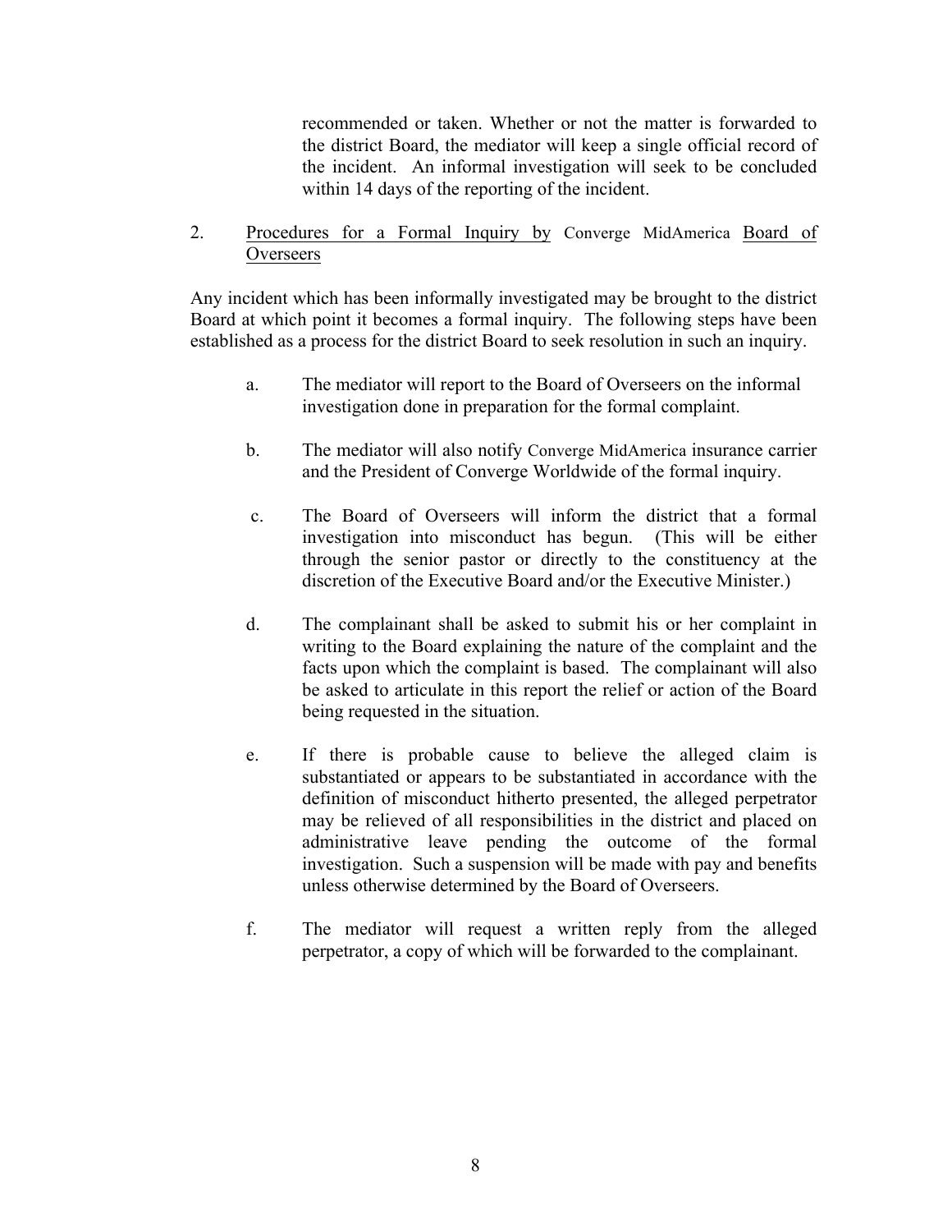recommended or taken. Whether or not the matter is forwarded to the district Board, the mediator will keep a single official record of the incident. An informal investigation will seek to be concluded within 14 days of the reporting of the incident.

2. <u>Procedures for a Formal Inquiry by</u> Converge MidAmerica <u>Board of Overseers</u>

Any incident which has been informally investigated may be brought to the district Board at which point it becomes a formal inquiry. The following steps have been established as a process for the district Board to seek resolution in such an inquiry.

a. The mediator will report to the Board of Overseers on the informal investigation done in preparation for the formal complaint.

b. The mediator will also notify Converge MidAmerica insurance carrier and the President of Converge Worldwide of the formal inquiry.

c. The Board of Overseers will inform the district that a formal investigation into misconduct has begun. (This will be either through the senior pastor or directly to the constituency at the discretion of the Executive Board and/or the Executive Minister.)

d. The complainant shall be asked to submit his or her complaint in writing to the Board explaining the nature of the complaint and the facts upon which the complaint is based. The complainant will also be asked to articulate in this report the relief or action of the Board being requested in the situation.

e. If there is probable cause to believe the alleged claim is substantiated or appears to be substantiated in accordance with the definition of misconduct hitherto presented, the alleged perpetrator may be relieved of all responsibilities in the district and placed on administrative leave pending the outcome of the formal investigation. Such a suspension will be made with pay and benefits unless otherwise determined by the Board of Overseers.

f. The mediator will request a written reply from the alleged perpetrator, a copy of which will be forwarded to the complainant.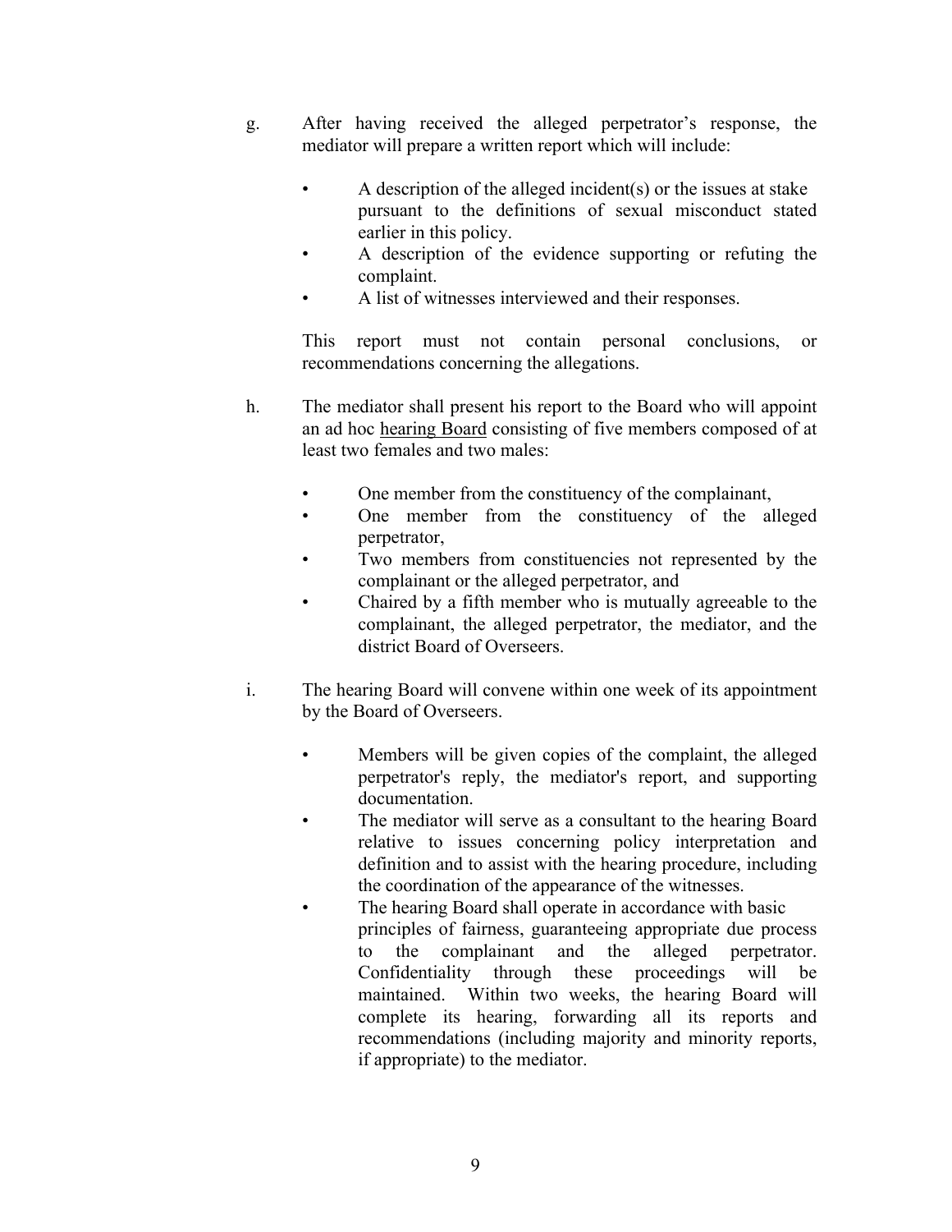g. After having received the alleged perpetrator's response, the mediator will prepare a written report which will include:

   - A description of the alleged incident(s) or the issues at stake pursuant to the definitions of sexual misconduct stated earlier in this policy.
   - A description of the evidence supporting or refuting the complaint.
   - A list of witnesses interviewed and their responses.

   This report must not contain personal conclusions, or recommendations concerning the allegations.

h. The mediator shall present his report to the Board who will appoint an ad hoc <u>hearing Board</u> consisting of five members composed of at least two females and two males:

   - One member from the constituency of the complainant,
   - One member from the constituency of the alleged perpetrator,
   - Two members from constituencies not represented by the complainant or the alleged perpetrator, and
   - Chaired by a fifth member who is mutually agreeable to the complainant, the alleged perpetrator, the mediator, and the district Board of Overseers.

i. The hearing Board will convene within one week of its appointment by the Board of Overseers.

   - Members will be given copies of the complaint, the alleged perpetrator's reply, the mediator's report, and supporting documentation.
   - The mediator will serve as a consultant to the hearing Board relative to issues concerning policy interpretation and definition and to assist with the hearing procedure, including the coordination of the appearance of the witnesses.
   - The hearing Board shall operate in accordance with basic principles of fairness, guaranteeing appropriate due process to the complainant and the alleged perpetrator. Confidentiality through these proceedings will be maintained. Within two weeks, the hearing Board will complete its hearing, forwarding all its reports and recommendations (including majority and minority reports, if appropriate) to the mediator.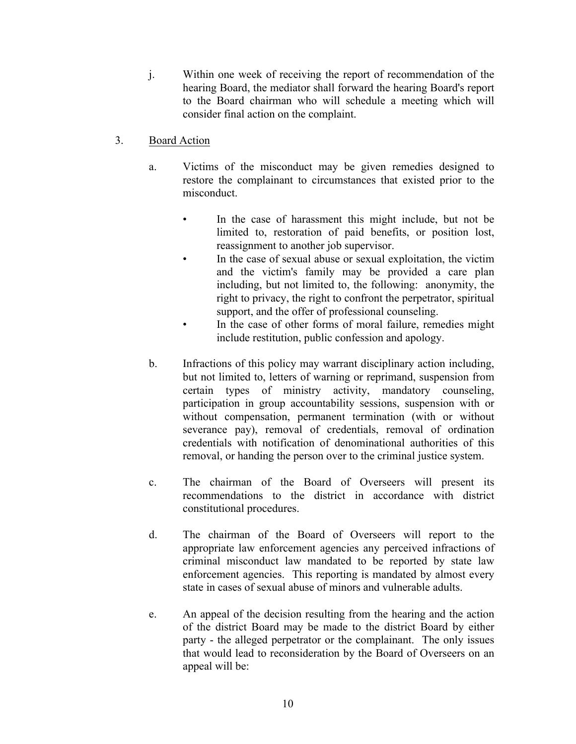j. Within one week of receiving the report of recommendation of the hearing Board, the mediator shall forward the hearing Board's report to the Board chairman who will schedule a meeting which will consider final action on the complaint.

3. <u>Board Action</u>

   a. Victims of the misconduct may be given remedies designed to restore the complainant to circumstances that existed prior to the misconduct.

      - In the case of harassment this might include, but not be limited to, restoration of paid benefits, or position lost, reassignment to another job supervisor.
      - In the case of sexual abuse or sexual exploitation, the victim and the victim's family may be provided a care plan including, but not limited to, the following: anonymity, the right to privacy, the right to confront the perpetrator, spiritual support, and the offer of professional counseling.
      - In the case of other forms of moral failure, remedies might include restitution, public confession and apology.

   b. Infractions of this policy may warrant disciplinary action including, but not limited to, letters of warning or reprimand, suspension from certain types of ministry activity, mandatory counseling, participation in group accountability sessions, suspension with or without compensation, permanent termination (with or without severance pay), removal of credentials, removal of ordination credentials with notification of denominational authorities of this removal, or handing the person over to the criminal justice system.

   c. The chairman of the Board of Overseers will present its recommendations to the district in accordance with district constitutional procedures.

   d. The chairman of the Board of Overseers will report to the appropriate law enforcement agencies any perceived infractions of criminal misconduct law mandated to be reported by state law enforcement agencies. This reporting is mandated by almost every state in cases of sexual abuse of minors and vulnerable adults.

   e. An appeal of the decision resulting from the hearing and the action of the district Board may be made to the district Board by either party - the alleged perpetrator or the complainant. The only issues that would lead to reconsideration by the Board of Overseers on an appeal will be: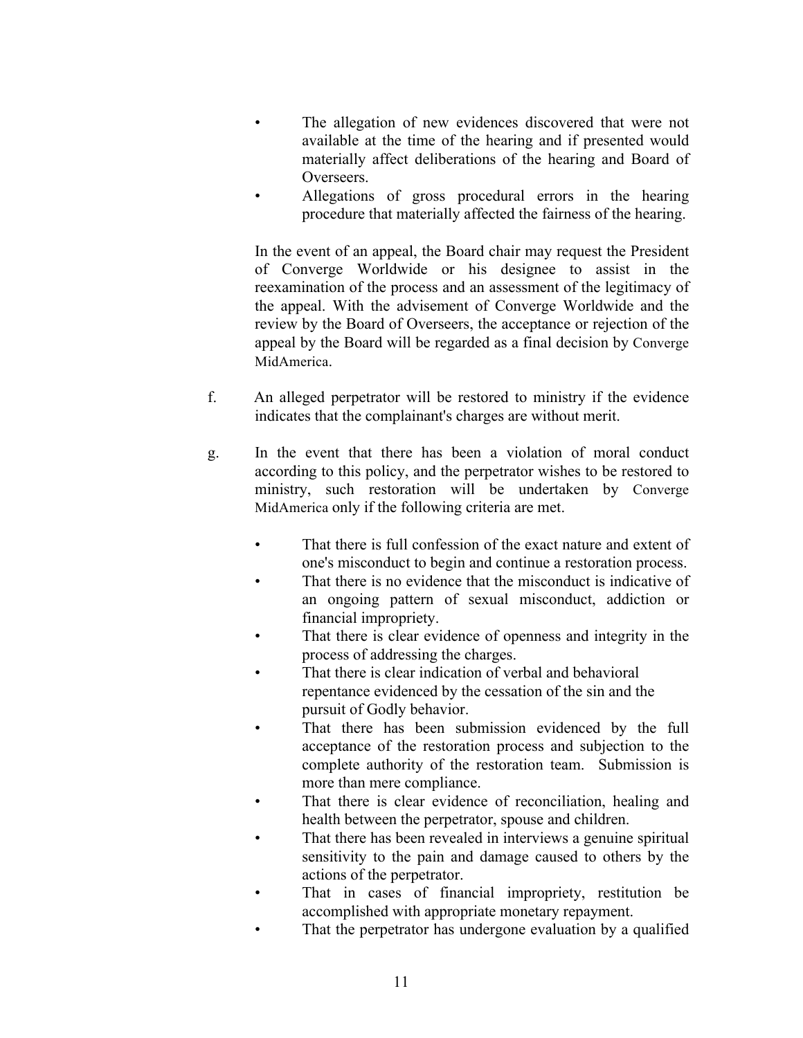- The allegation of new evidences discovered that were not available at the time of the hearing and if presented would materially affect deliberations of the hearing and Board of Overseers.
- Allegations of gross procedural errors in the hearing procedure that materially affected the fairness of the hearing.

In the event of an appeal, the Board chair may request the President of Converge Worldwide or his designee to assist in the reexamination of the process and an assessment of the legitimacy of the appeal. With the advisement of Converge Worldwide and the review by the Board of Overseers, the acceptance or rejection of the appeal by the Board will be regarded as a final decision by Converge MidAmerica.

f. An alleged perpetrator will be restored to ministry if the evidence indicates that the complainant's charges are without merit.

g. In the event that there has been a violation of moral conduct according to this policy, and the perpetrator wishes to be restored to ministry, such restoration will be undertaken by Converge MidAmerica only if the following criteria are met.

- That there is full confession of the exact nature and extent of one's misconduct to begin and continue a restoration process.
- That there is no evidence that the misconduct is indicative of an ongoing pattern of sexual misconduct, addiction or financial impropriety.
- That there is clear evidence of openness and integrity in the process of addressing the charges.
- That there is clear indication of verbal and behavioral repentance evidenced by the cessation of the sin and the pursuit of Godly behavior.
- That there has been submission evidenced by the full acceptance of the restoration process and subjection to the complete authority of the restoration team. Submission is more than mere compliance.
- That there is clear evidence of reconciliation, healing and health between the perpetrator, spouse and children.
- That there has been revealed in interviews a genuine spiritual sensitivity to the pain and damage caused to others by the actions of the perpetrator.
- That in cases of financial impropriety, restitution be accomplished with appropriate monetary repayment.
- That the perpetrator has undergone evaluation by a qualified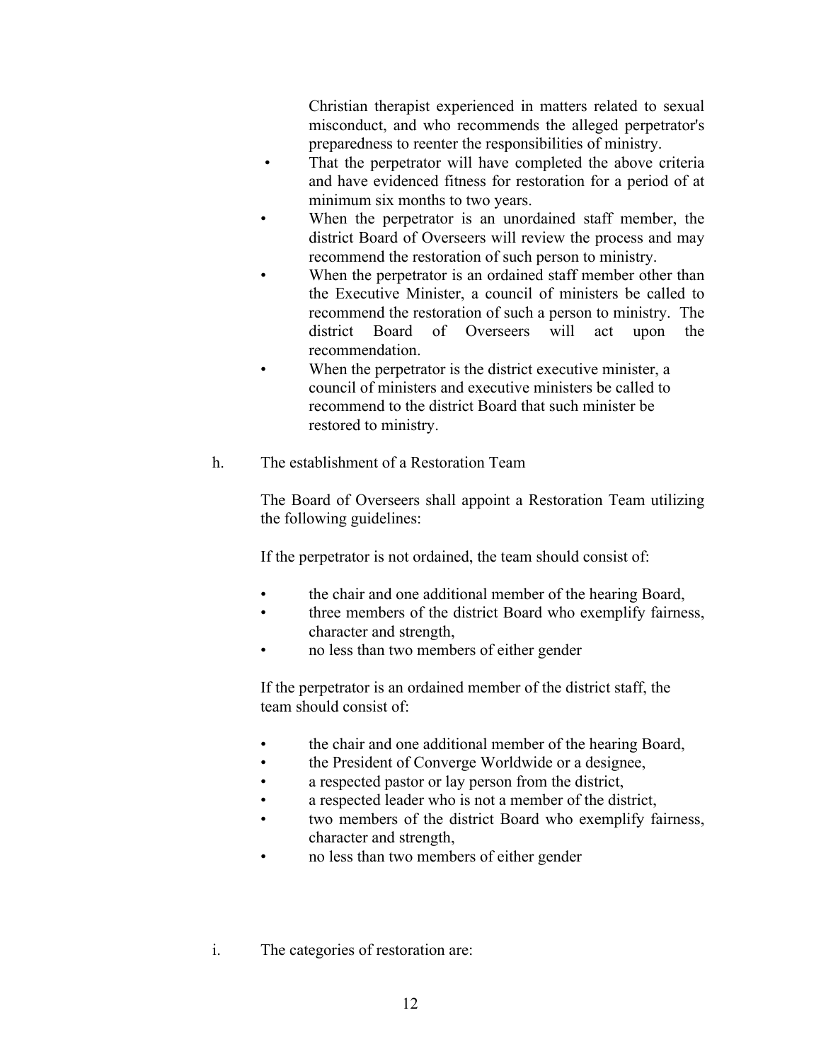Christian therapist experienced in matters related to sexual misconduct, and who recommends the alleged perpetrator's preparedness to reenter the responsibilities of ministry.

- That the perpetrator will have completed the above criteria and have evidenced fitness for restoration for a period of at minimum six months to two years.
- When the perpetrator is an unordained staff member, the district Board of Overseers will review the process and may recommend the restoration of such person to ministry.
- When the perpetrator is an ordained staff member other than the Executive Minister, a council of ministers be called to recommend the restoration of such a person to ministry. The district Board of Overseers will act upon the recommendation.
- When the perpetrator is the district executive minister, a council of ministers and executive ministers be called to recommend to the district Board that such minister be restored to ministry.

h. The establishment of a Restoration Team

The Board of Overseers shall appoint a Restoration Team utilizing the following guidelines:

If the perpetrator is not ordained, the team should consist of:

- the chair and one additional member of the hearing Board,
- three members of the district Board who exemplify fairness, character and strength,
- no less than two members of either gender

If the perpetrator is an ordained member of the district staff, the team should consist of:

- the chair and one additional member of the hearing Board,
- the President of Converge Worldwide or a designee,
- a respected pastor or lay person from the district,
- a respected leader who is not a member of the district,
- two members of the district Board who exemplify fairness, character and strength,
- no less than two members of either gender

i. The categories of restoration are: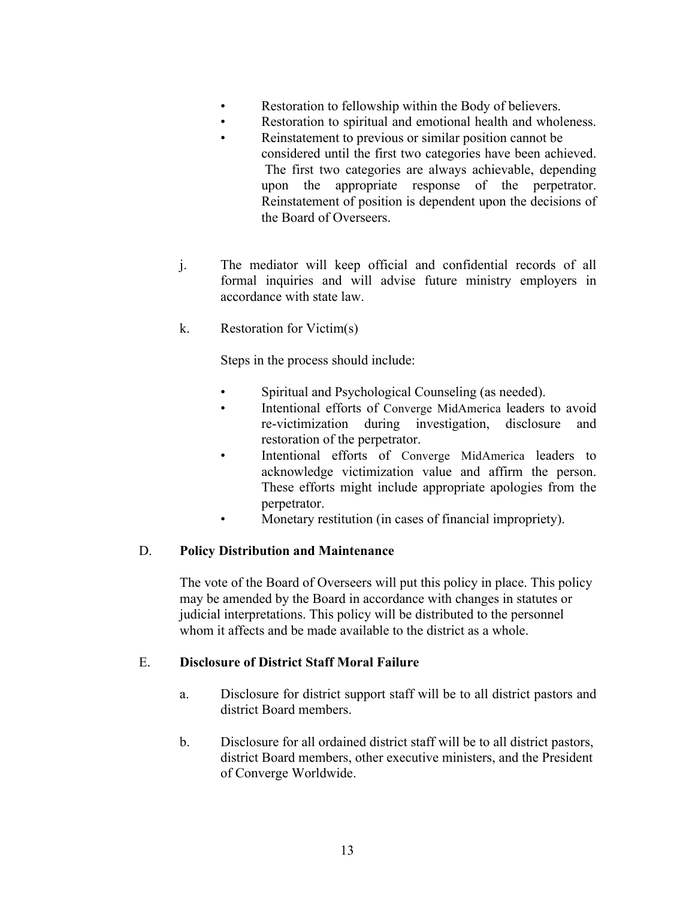- Restoration to fellowship within the Body of believers.
- Restoration to spiritual and emotional health and wholeness.
- Reinstatement to previous or similar position cannot be considered until the first two categories have been achieved. The first two categories are always achievable, depending upon the appropriate response of the perpetrator. Reinstatement of position is dependent upon the decisions of the Board of Overseers.

j. The mediator will keep official and confidential records of all formal inquiries and will advise future ministry employers in accordance with state law.

k. Restoration for Victim(s)

Steps in the process should include:

- Spiritual and Psychological Counseling (as needed).
- Intentional efforts of Converge MidAmerica leaders to avoid re-victimization during investigation, disclosure and restoration of the perpetrator.
- Intentional efforts of Converge MidAmerica leaders to acknowledge victimization value and affirm the person. These efforts might include appropriate apologies from the perpetrator.
- Monetary restitution (in cases of financial impropriety).

## D. Policy Distribution and Maintenance

The vote of the Board of Overseers will put this policy in place. This policy may be amended by the Board in accordance with changes in statutes or judicial interpretations. This policy will be distributed to the personnel whom it affects and be made available to the district as a whole.

## E. Disclosure of District Staff Moral Failure

a. Disclosure for district support staff will be to all district pastors and district Board members.

b. Disclosure for all ordained district staff will be to all district pastors, district Board members, other executive ministers, and the President of Converge Worldwide.